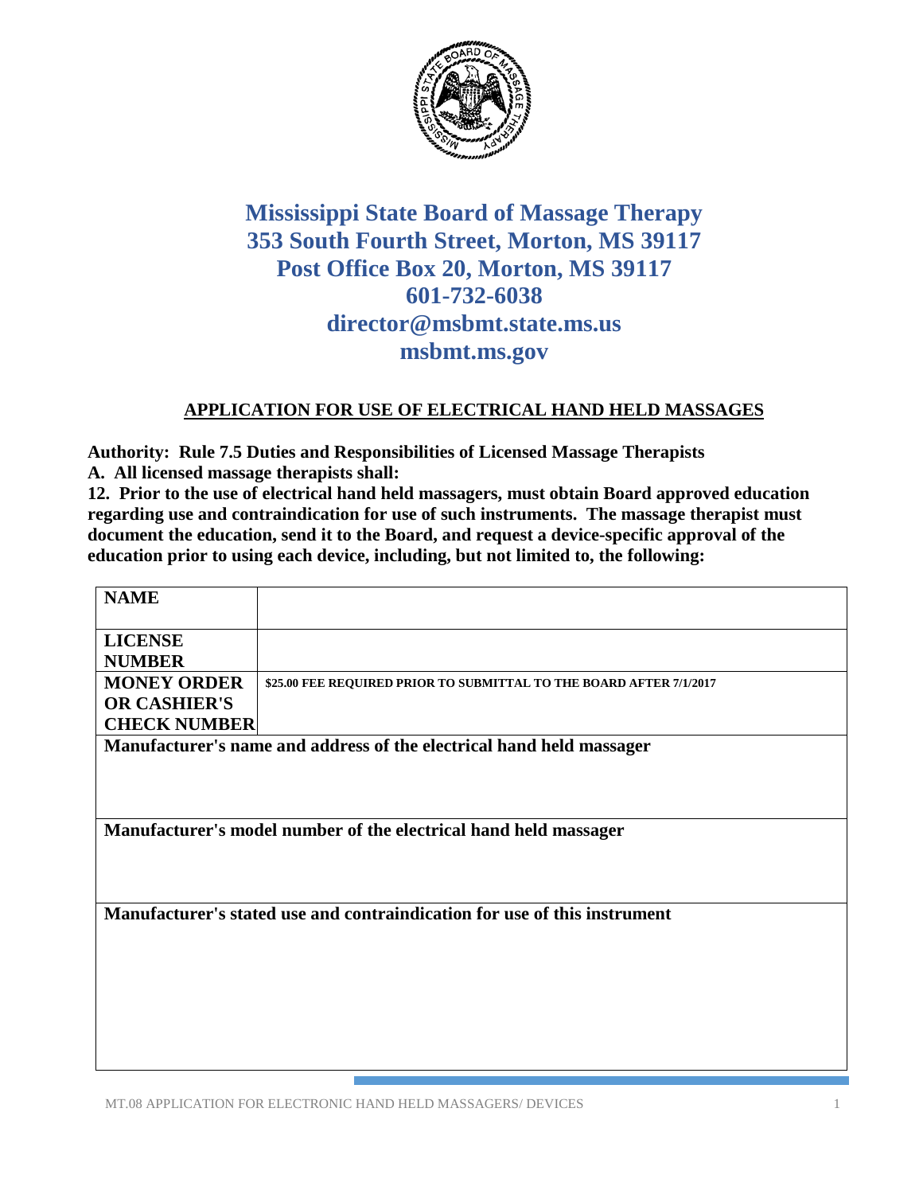# Mississippi State Board of Massage Therapy
# 353 South Fourth Street, Morton, MS 39117
# Post Office Box 20, Morton, MS 39117
# 601-732-6038
# director@msbmt.state.ms.us
# msbmt.ms.gov

## APPLICATION FOR USE OF ELECTRICAL HAND HELD MASSAGES

**Authority: Rule 7.5 Duties and Responsibilities of Licensed Massage Therapists**

**A. All licensed massage therapists shall:**

**12. Prior to the use of electrical hand held massagers, must obtain Board approved education regarding use and contraindication for use of such instruments. The massage therapist must document the education, send it to the Board, and request a device-specific approval of the education prior to using each device, including, but not limited to, the following:**

| | |
|---|---|
| **NAME** | |
| **LICENSE NUMBER** | |
| **MONEY ORDER OR CASHIER'S CHECK NUMBER** | **$25.00 FEE REQUIRED PRIOR TO SUBMITTAL TO THE BOARD AFTER 7/1/2017** |
| **Manufacturer's name and address of the electrical hand held massager** | |
| **Manufacturer's model number of the electrical hand held massager** | |
| **Manufacturer's stated use and contraindication for use of this instrument** | |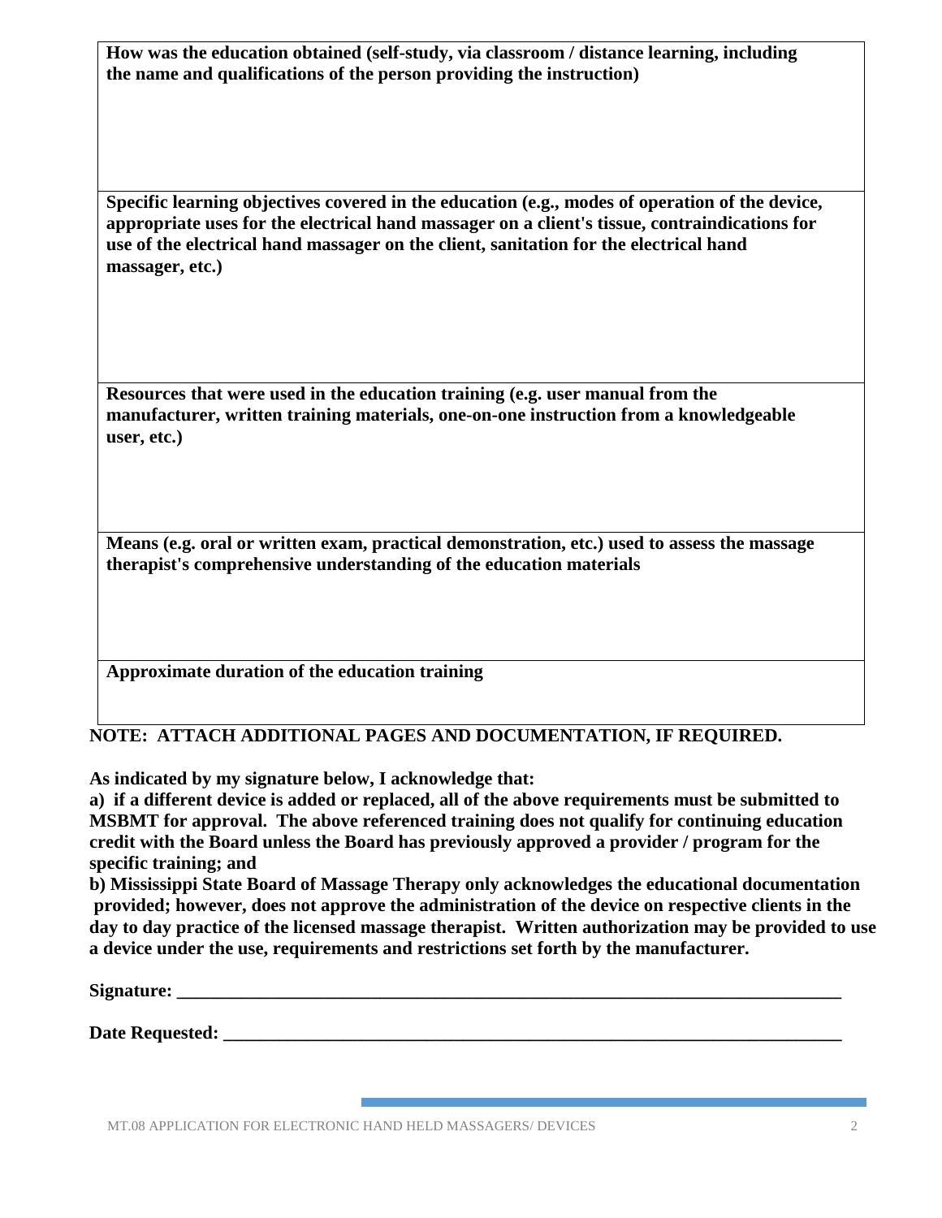| |
|---|
| **How was the education obtained (self-study, via classroom / distance learning, including the name and qualifications of the person providing the instruction)** |
| **Specific learning objectives covered in the education (e.g., modes of operation of the device, appropriate uses for the electrical hand massager on a client's tissue, contraindications for use of the electrical hand massager on the client, sanitation for the electrical hand massager, etc.)** |
| **Resources that were used in the education training (e.g. user manual from the manufacturer, written training materials, one-on-one instruction from a knowledgeable user, etc.)** |
| **Means (e.g. oral or written exam, practical demonstration, etc.) used to assess the massage therapist's comprehensive understanding of the education materials** |
| **Approximate duration of the education training** |

**NOTE: ATTACH ADDITIONAL PAGES AND DOCUMENTATION, IF REQUIRED.**

**As indicated by my signature below, I acknowledge that:**

**a) if a different device is added or replaced, all of the above requirements must be submitted to MSBMT for approval. The above referenced training does not qualify for continuing education credit with the Board unless the Board has previously approved a provider / program for the specific training; and**

**b) Mississippi State Board of Massage Therapy only acknowledges the educational documentation provided; however, does not approve the administration of the device on respective clients in the day to day practice of the licensed massage therapist. Written authorization may be provided to use a device under the use, requirements and restrictions set forth by the manufacturer.**

**Signature: ___________________________________________________________________________**

**Date Requested: ______________________________________________________________________**